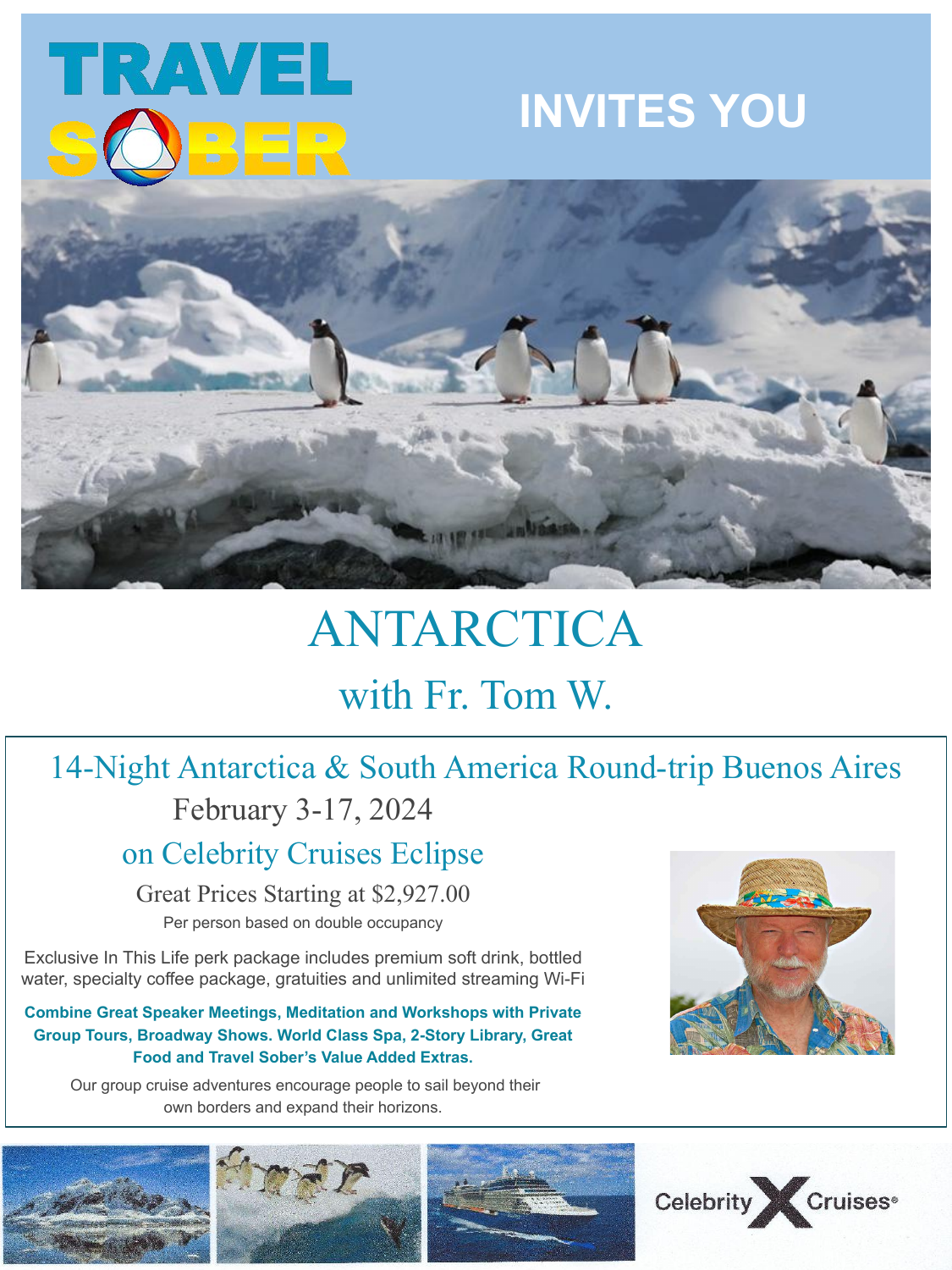TRAVEL SOBER

INVITES YOU

# ANTARCTICA

## with Fr. Tom W.

### 14-Night Antarctica & South America Round-trip Buenos Aires

February 3-17, 2024

### on Celebrity Cruises Eclipse

Great Prices Starting at $2,927.00

Per person based on double occupancy

Exclusive In This Life perk package includes premium soft drink, bottled water, specialty coffee package, gratuities and unlimited streaming Wi-Fi

**Combine Great Speaker Meetings, Meditation and Workshops with Private Group Tours, Broadway Shows. World Class Spa, 2-Story Library, Great Food and Travel Sober's Value Added Extras.**

Our group cruise adventures encourage people to sail beyond their own borders and expand their horizons.

Celebrity Cruises®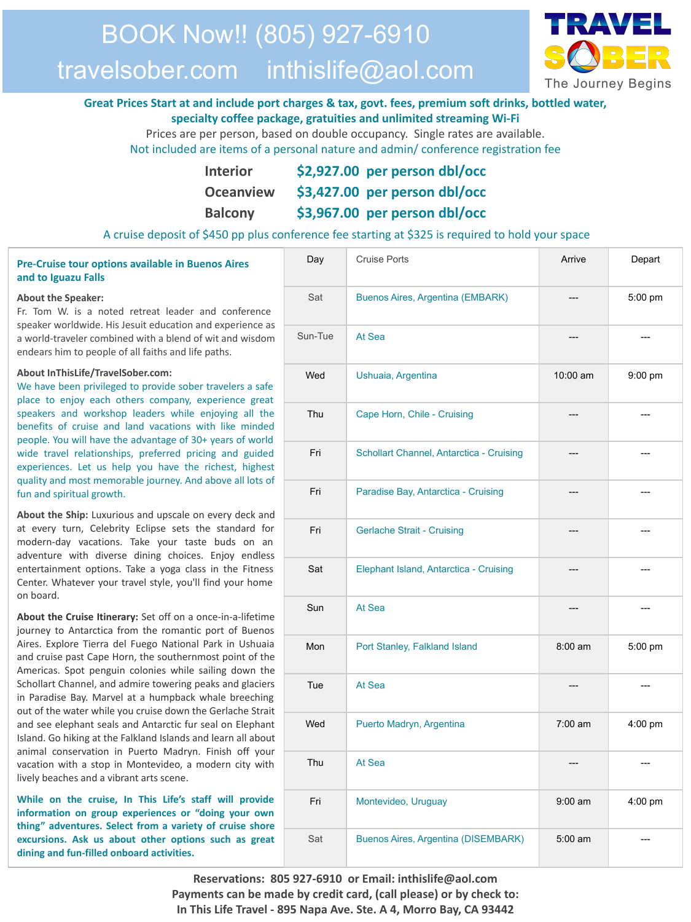# BOOK Now!! (805) 927-6910

travelsober.com inthislife@aol.com

TRAVEL SOBER
The Journey Begins

**Great Prices Start at and include port charges & tax, govt. fees, premium soft drinks, bottled water, specialty coffee package, gratuities and unlimited streaming Wi-Fi**

Prices are per person, based on double occupancy. Single rates are available.

Not included are items of a personal nature and admin/ conference registration fee

| | |
|---|---|
| **Interior** | **$2,927.00 per person dbl/occ** |
| **Oceanview** | **$3,427.00 per person dbl/occ** |
| **Balcony** | **$3,967.00 per person dbl/occ** |

A cruise deposit of $450 pp plus conference fee starting at $325 is required to hold your space

**Pre-Cruise tour options available in Buenos Aires and to Iguazu Falls**

**About the Speaker:** Fr. Tom W. is a noted retreat leader and conference speaker worldwide. His Jesuit education and experience as a world-traveler combined with a blend of wit and wisdom endears him to people of all faiths and life paths.

**About InThisLife/TravelSober.com:** We have been privileged to provide sober travelers a safe place to enjoy each others company, experience great speakers and workshop leaders while enjoying all the benefits of cruise and land vacations with like minded people. You will have the advantage of 30+ years of world wide travel relationships, preferred pricing and guided experiences. Let us help you have the richest, highest quality and most memorable journey. And above all lots of fun and spiritual growth.

**About the Ship:** Luxurious and upscale on every deck and at every turn, Celebrity Eclipse sets the standard for modern-day vacations. Take your taste buds on an adventure with diverse dining choices. Enjoy endless entertainment options. Take a yoga class in the Fitness Center. Whatever your travel style, you'll find your home on board.

**About the Cruise Itinerary:** Set off on a once-in-a-lifetime journey to Antarctica from the romantic port of Buenos Aires. Explore Tierra del Fuego National Park in Ushuaia and cruise past Cape Horn, the southernmost point of the Americas. Spot penguin colonies while sailing down the Schollart Channel, and admire towering peaks and glaciers in Paradise Bay. Marvel at a humpback whale breeching out of the water while you cruise down the Gerlache Strait and see elephant seals and Antarctic fur seal on Elephant Island. Go hiking at the Falkland Islands and learn all about animal conservation in Puerto Madryn. Finish off your vacation with a stop in Montevideo, a modern city with lively beaches and a vibrant arts scene.

**While on the cruise, In This Life's staff will provide information on group experiences or "doing your own thing" adventures. Select from a variety of cruise shore excursions. Ask us about other options such as great dining and fun-filled onboard activities.**

| Day | Cruise Ports | Arrive | Depart |
|---|---|---|---|
| Sat | Buenos Aires, Argentina (EMBARK) | --- | 5:00 pm |
| Sun-Tue | At Sea | --- | --- |
| Wed | Ushuaia, Argentina | 10:00 am | 9:00 pm |
| Thu | Cape Horn, Chile - Cruising | --- | --- |
| Fri | Schollart Channel, Antarctica - Cruising | --- | --- |
| Fri | Paradise Bay, Antarctica - Cruising | --- | --- |
| Fri | Gerlache Strait - Cruising | --- | --- |
| Sat | Elephant Island, Antarctica - Cruising | --- | --- |
| Sun | At Sea | --- | --- |
| Mon | Port Stanley, Falkland Island | 8:00 am | 5:00 pm |
| Tue | At Sea | --- | --- |
| Wed | Puerto Madryn, Argentina | 7:00 am | 4:00 pm |
| Thu | At Sea | --- | --- |
| Fri | Montevideo, Uruguay | 9:00 am | 4:00 pm |
| Sat | Buenos Aires, Argentina (DISEMBARK) | 5:00 am | --- |

**Reservations: 805 927-6910 or Email: inthislife@aol.com**
**Payments can be made by credit card, (call please) or by check to:**
**In This Life Travel - 895 Napa Ave. Ste. A 4, Morro Bay, CA 93442**